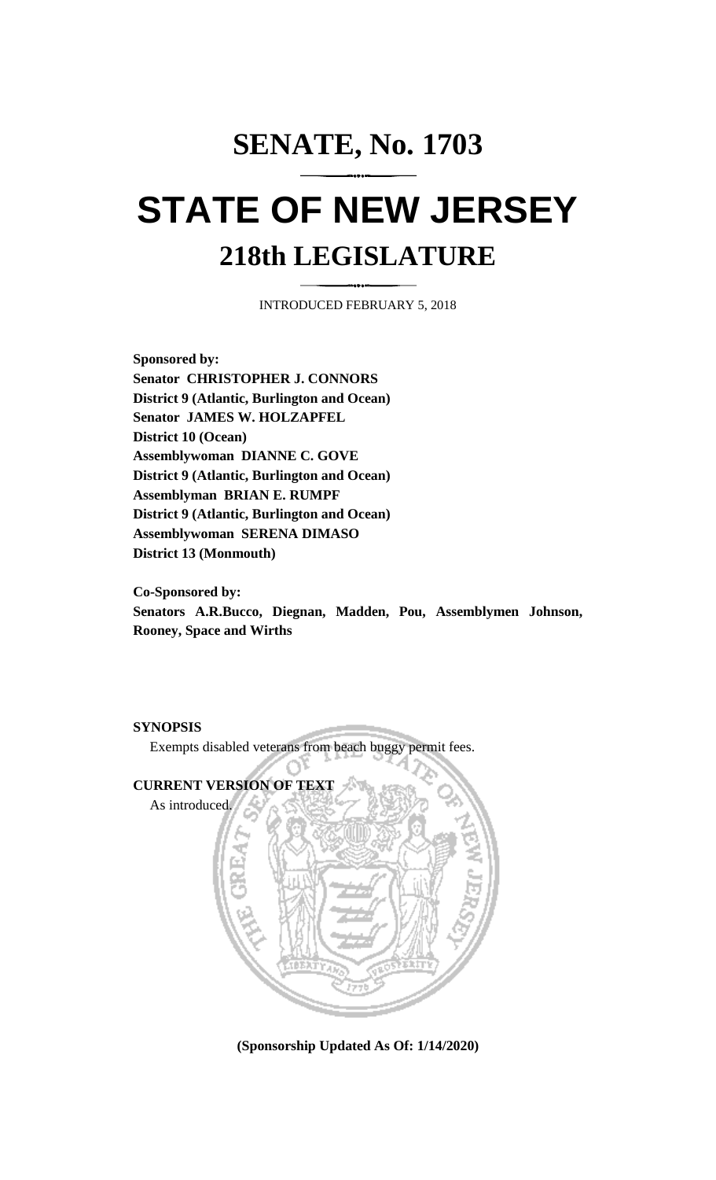# SENATE, No. 1703

# STATE OF NEW JERSEY

## 218th LEGISLATURE

INTRODUCED FEBRUARY 5, 2018

**Sponsored by:**
**Senator CHRISTOPHER J. CONNORS**
**District 9 (Atlantic, Burlington and Ocean)**
**Senator JAMES W. HOLZAPFEL**
**District 10 (Ocean)**
**Assemblywoman DIANNE C. GOVE**
**District 9 (Atlantic, Burlington and Ocean)**
**Assemblyman BRIAN E. RUMPF**
**District 9 (Atlantic, Burlington and Ocean)**
**Assemblywoman SERENA DIMASO**
**District 13 (Monmouth)**

**Co-Sponsored by:**
**Senators A.R.Bucco, Diegnan, Madden, Pou, Assemblymen Johnson, Rooney, Space and Wirths**

**SYNOPSIS**

Exempts disabled veterans from beach buggy permit fees.

**CURRENT VERSION OF TEXT**

As introduced.

**(Sponsorship Updated As Of: 1/14/2020)**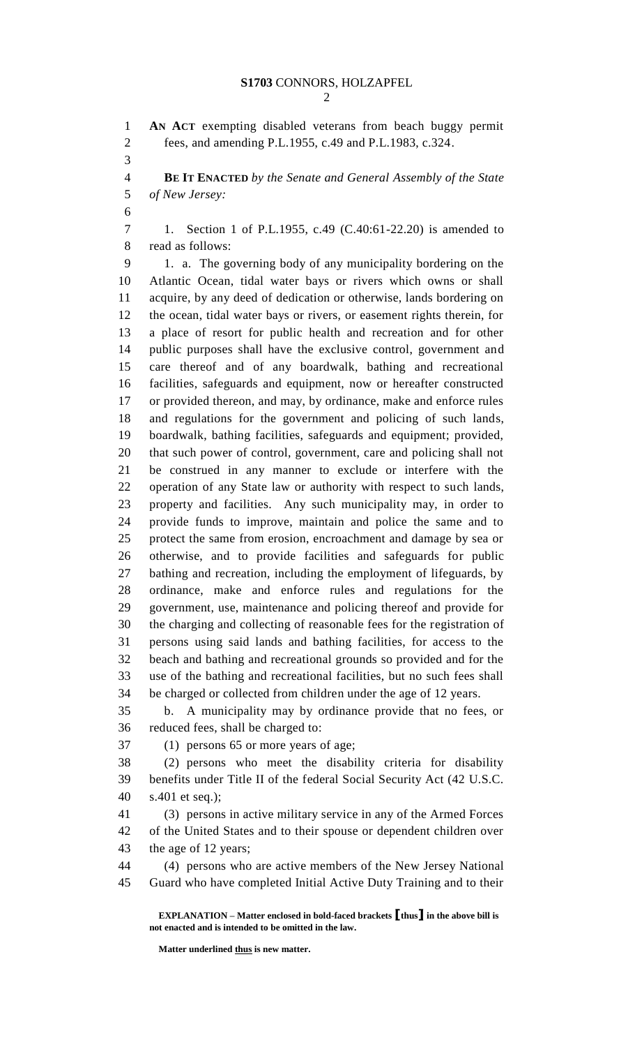**AN ACT** exempting disabled veterans from beach buggy permit fees, and amending P.L.1955, c.49 and P.L.1983, c.324.

**BE IT ENACTED** *by the Senate and General Assembly of the State of New Jersey:*

1. Section 1 of P.L.1955, c.49 (C.40:61-22.20) is amended to read as follows:

1. a. The governing body of any municipality bordering on the Atlantic Ocean, tidal water bays or rivers which owns or shall acquire, by any deed of dedication or otherwise, lands bordering on the ocean, tidal water bays or rivers, or easement rights therein, for a place of resort for public health and recreation and for other public purposes shall have the exclusive control, government and care thereof and of any boardwalk, bathing and recreational facilities, safeguards and equipment, now or hereafter constructed or provided thereon, and may, by ordinance, make and enforce rules and regulations for the government and policing of such lands, boardwalk, bathing facilities, safeguards and equipment; provided, that such power of control, government, care and policing shall not be construed in any manner to exclude or interfere with the operation of any State law or authority with respect to such lands, property and facilities. Any such municipality may, in order to provide funds to improve, maintain and police the same and to protect the same from erosion, encroachment and damage by sea or otherwise, and to provide facilities and safeguards for public bathing and recreation, including the employment of lifeguards, by ordinance, make and enforce rules and regulations for the government, use, maintenance and policing thereof and provide for the charging and collecting of reasonable fees for the registration of persons using said lands and bathing facilities, for access to the beach and bathing and recreational grounds so provided and for the use of the bathing and recreational facilities, but no such fees shall be charged or collected from children under the age of 12 years.

b. A municipality may by ordinance provide that no fees, or reduced fees, shall be charged to:

(1) persons 65 or more years of age;

(2) persons who meet the disability criteria for disability benefits under Title II of the federal Social Security Act (42 U.S.C. s.401 et seq.);

(3) persons in active military service in any of the Armed Forces of the United States and to their spouse or dependent children over the age of 12 years;

(4) persons who are active members of the New Jersey National Guard who have completed Initial Active Duty Training and to their

**EXPLANATION – Matter enclosed in bold-faced brackets [thus] in the above bill is not enacted and is intended to be omitted in the law.**

**Matter underlined thus is new matter.**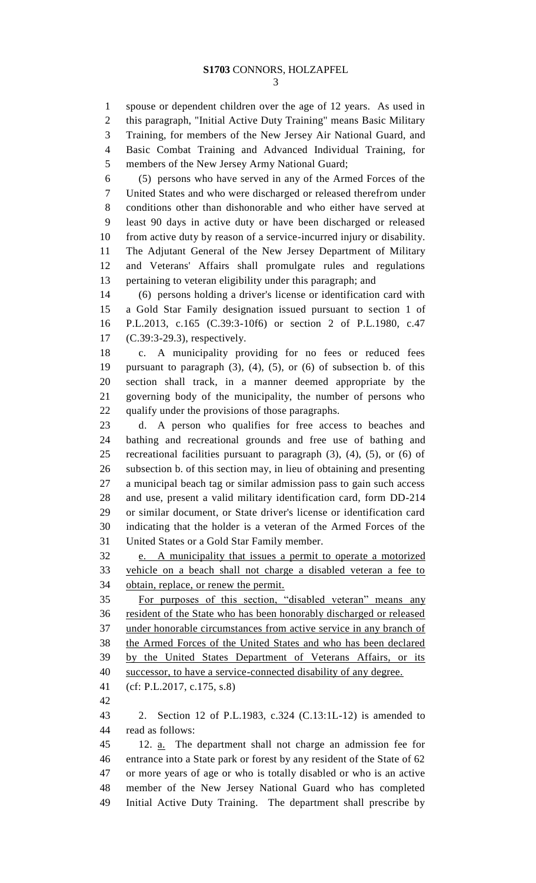spouse or dependent children over the age of 12 years. As used in this paragraph, "Initial Active Duty Training" means Basic Military Training, for members of the New Jersey Air National Guard, and Basic Combat Training and Advanced Individual Training, for members of the New Jersey Army National Guard;

(5) persons who have served in any of the Armed Forces of the United States and who were discharged or released therefrom under conditions other than dishonorable and who either have served at least 90 days in active duty or have been discharged or released from active duty by reason of a service-incurred injury or disability. The Adjutant General of the New Jersey Department of Military and Veterans' Affairs shall promulgate rules and regulations pertaining to veteran eligibility under this paragraph; and

(6) persons holding a driver's license or identification card with a Gold Star Family designation issued pursuant to section 1 of P.L.2013, c.165 (C.39:3-10f6) or section 2 of P.L.1980, c.47 (C.39:3-29.3), respectively.

c. A municipality providing for no fees or reduced fees pursuant to paragraph (3), (4), (5), or (6) of subsection b. of this section shall track, in a manner deemed appropriate by the governing body of the municipality, the number of persons who qualify under the provisions of those paragraphs.

d. A person who qualifies for free access to beaches and bathing and recreational grounds and free use of bathing and recreational facilities pursuant to paragraph (3), (4), (5), or (6) of subsection b. of this section may, in lieu of obtaining and presenting a municipal beach tag or similar admission pass to gain such access and use, present a valid military identification card, form DD-214 or similar document, or State driver's license or identification card indicating that the holder is a veteran of the Armed Forces of the United States or a Gold Star Family member.

<u>e. A municipality that issues a permit to operate a motorized vehicle on a beach shall not charge a disabled veteran a fee to obtain, replace, or renew the permit.</u>

<u>For purposes of this section, "disabled veteran" means any resident of the State who has been honorably discharged or released under honorable circumstances from active service in any branch of the Armed Forces of the United States and who has been declared by the United States Department of Veterans Affairs, or its successor, to have a service-connected disability of any degree.</u>

(cf: P.L.2017, c.175, s.8)

2. Section 12 of P.L.1983, c.324 (C.13:1L-12) is amended to read as follows:

12. <u>a.</u> The department shall not charge an admission fee for entrance into a State park or forest by any resident of the State of 62 or more years of age or who is totally disabled or who is an active member of the New Jersey National Guard who has completed Initial Active Duty Training. The department shall prescribe by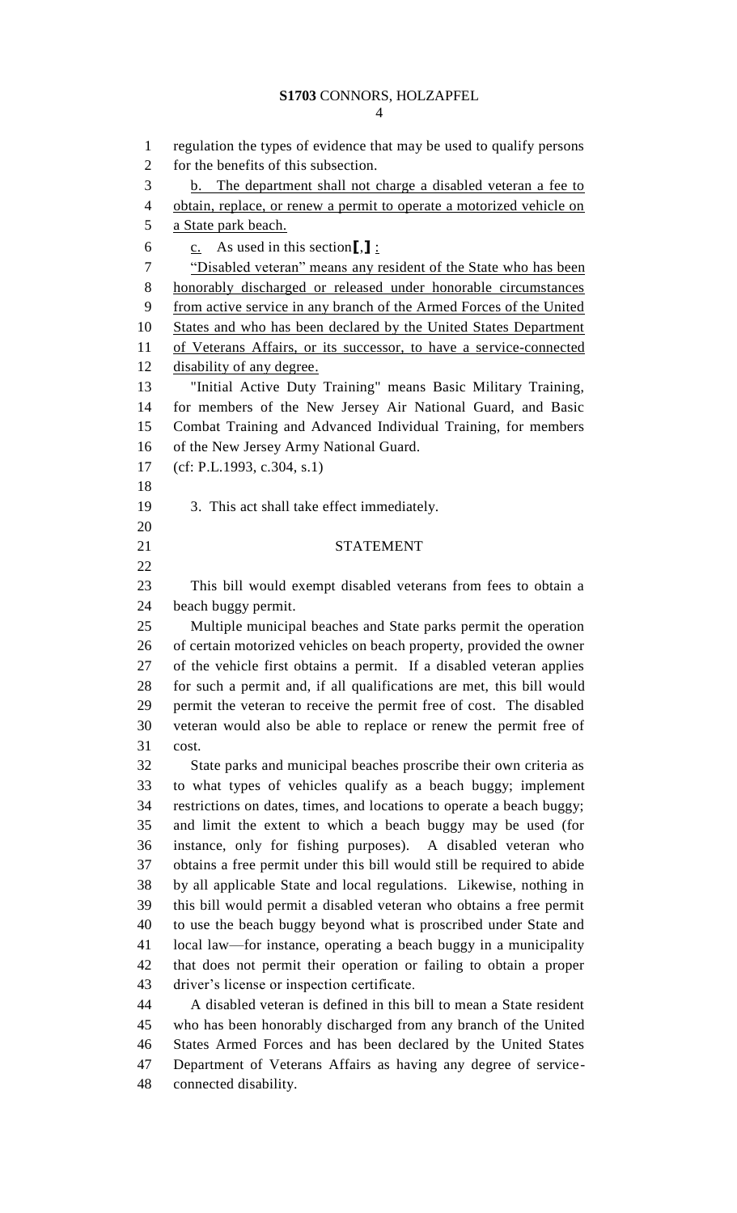regulation the types of evidence that may be used to qualify persons for the benefits of this subsection.

b. The department shall not charge a disabled veteran a fee to obtain, replace, or renew a permit to operate a motorized vehicle on a State park beach.

c. As used in this section[,] :

"Disabled veteran" means any resident of the State who has been honorably discharged or released under honorable circumstances from active service in any branch of the Armed Forces of the United States and who has been declared by the United States Department of Veterans Affairs, or its successor, to have a service-connected disability of any degree.

"Initial Active Duty Training" means Basic Military Training, for members of the New Jersey Air National Guard, and Basic Combat Training and Advanced Individual Training, for members of the New Jersey Army National Guard.

(cf: P.L.1993, c.304, s.1)

3. This act shall take effect immediately.

## STATEMENT

This bill would exempt disabled veterans from fees to obtain a beach buggy permit.

Multiple municipal beaches and State parks permit the operation of certain motorized vehicles on beach property, provided the owner of the vehicle first obtains a permit. If a disabled veteran applies for such a permit and, if all qualifications are met, this bill would permit the veteran to receive the permit free of cost. The disabled veteran would also be able to replace or renew the permit free of cost.

State parks and municipal beaches proscribe their own criteria as to what types of vehicles qualify as a beach buggy; implement restrictions on dates, times, and locations to operate a beach buggy; and limit the extent to which a beach buggy may be used (for instance, only for fishing purposes). A disabled veteran who obtains a free permit under this bill would still be required to abide by all applicable State and local regulations. Likewise, nothing in this bill would permit a disabled veteran who obtains a free permit to use the beach buggy beyond what is proscribed under State and local law—for instance, operating a beach buggy in a municipality that does not permit their operation or failing to obtain a proper driver's license or inspection certificate.

A disabled veteran is defined in this bill to mean a State resident who has been honorably discharged from any branch of the United States Armed Forces and has been declared by the United States Department of Veterans Affairs as having any degree of service-connected disability.